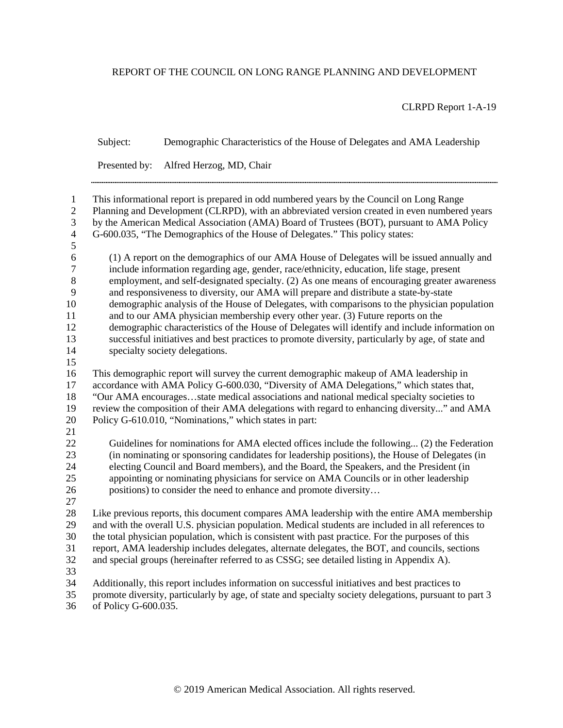REPORT OF THE COUNCIL ON LONG RANGE PLANNING AND DEVELOPMENT

CLRPD Report 1-A-19

Subject: Demographic Characteristics of the House of Delegates and AMA Leadership

Presented by: Alfred Herzog, MD, Chair

---

This informational report is prepared in odd numbered years by the Council on Long Range Planning and Development (CLRPD), with an abbreviated version created in even numbered years by the American Medical Association (AMA) Board of Trustees (BOT), pursuant to AMA Policy G-600.035, "The Demographics of the House of Delegates." This policy states:

> (1) A report on the demographics of our AMA House of Delegates will be issued annually and include information regarding age, gender, race/ethnicity, education, life stage, present employment, and self-designated specialty. (2) As one means of encouraging greater awareness and responsiveness to diversity, our AMA will prepare and distribute a state-by-state demographic analysis of the House of Delegates, with comparisons to the physician population and to our AMA physician membership every other year. (3) Future reports on the demographic characteristics of the House of Delegates will identify and include information on successful initiatives and best practices to promote diversity, particularly by age, of state and specialty society delegations.

This demographic report will survey the current demographic makeup of AMA leadership in accordance with AMA Policy G-600.030, "Diversity of AMA Delegations," which states that, "Our AMA encourages…state medical associations and national medical specialty societies to review the composition of their AMA delegations with regard to enhancing diversity..." and AMA Policy G-610.010, "Nominations," which states in part:

> Guidelines for nominations for AMA elected offices include the following... (2) the Federation (in nominating or sponsoring candidates for leadership positions), the House of Delegates (in electing Council and Board members), and the Board, the Speakers, and the President (in appointing or nominating physicians for service on AMA Councils or in other leadership positions) to consider the need to enhance and promote diversity…

Like previous reports, this document compares AMA leadership with the entire AMA membership and with the overall U.S. physician population. Medical students are included in all references to the total physician population, which is consistent with past practice. For the purposes of this report, AMA leadership includes delegates, alternate delegates, the BOT, and councils, sections and special groups (hereinafter referred to as CSSG; see detailed listing in Appendix A).

Additionally, this report includes information on successful initiatives and best practices to promote diversity, particularly by age, of state and specialty society delegations, pursuant to part 3 of Policy G-600.035.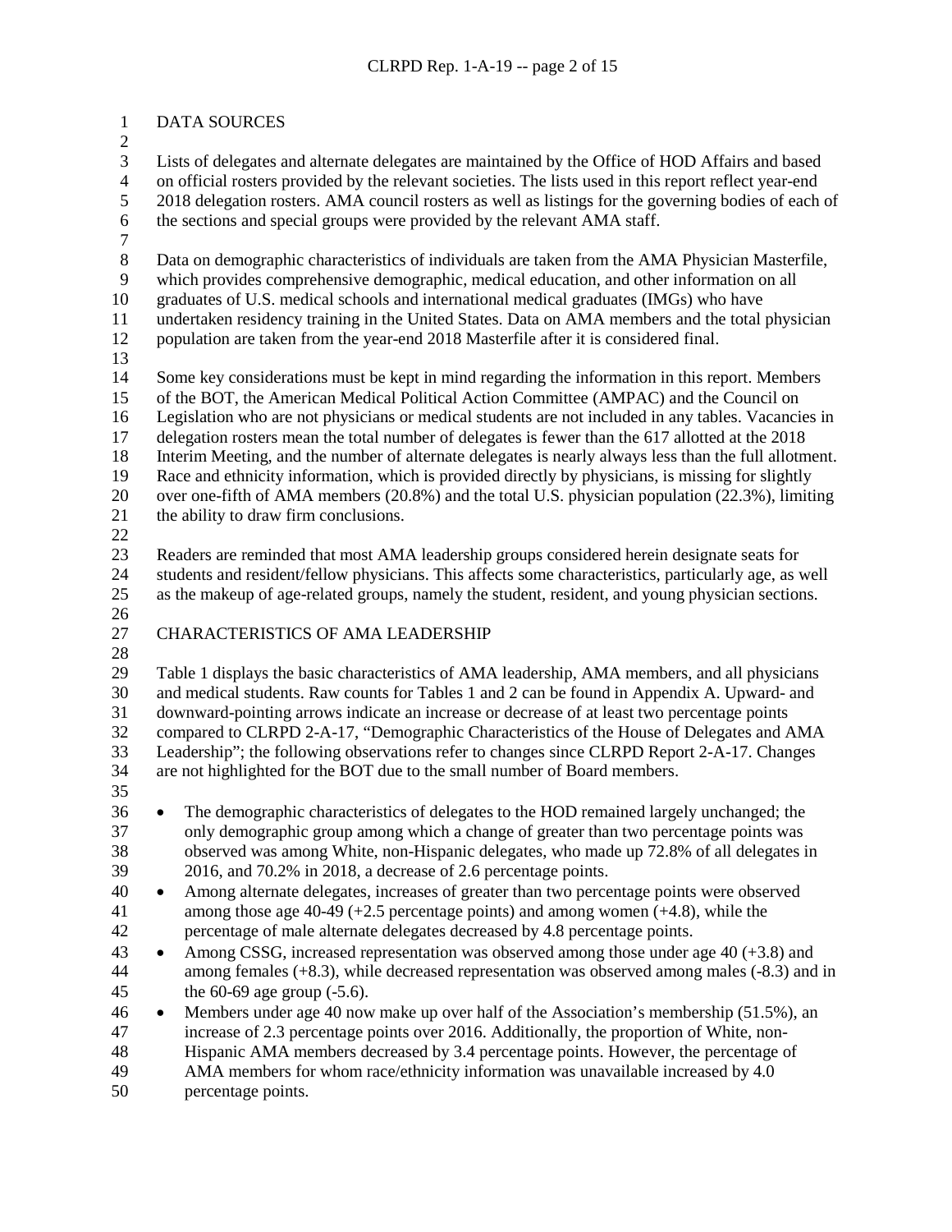## DATA SOURCES

Lists of delegates and alternate delegates are maintained by the Office of HOD Affairs and based on official rosters provided by the relevant societies. The lists used in this report reflect year-end 2018 delegation rosters. AMA council rosters as well as listings for the governing bodies of each of the sections and special groups were provided by the relevant AMA staff.

Data on demographic characteristics of individuals are taken from the AMA Physician Masterfile, which provides comprehensive demographic, medical education, and other information on all graduates of U.S. medical schools and international medical graduates (IMGs) who have undertaken residency training in the United States. Data on AMA members and the total physician population are taken from the year-end 2018 Masterfile after it is considered final.

Some key considerations must be kept in mind regarding the information in this report. Members of the BOT, the American Medical Political Action Committee (AMPAC) and the Council on Legislation who are not physicians or medical students are not included in any tables. Vacancies in delegation rosters mean the total number of delegates is fewer than the 617 allotted at the 2018 Interim Meeting, and the number of alternate delegates is nearly always less than the full allotment. Race and ethnicity information, which is provided directly by physicians, is missing for slightly over one-fifth of AMA members (20.8%) and the total U.S. physician population (22.3%), limiting the ability to draw firm conclusions.

Readers are reminded that most AMA leadership groups considered herein designate seats for students and resident/fellow physicians. This affects some characteristics, particularly age, as well as the makeup of age-related groups, namely the student, resident, and young physician sections.

## CHARACTERISTICS OF AMA LEADERSHIP

Table 1 displays the basic characteristics of AMA leadership, AMA members, and all physicians and medical students. Raw counts for Tables 1 and 2 can be found in Appendix A. Upward- and downward-pointing arrows indicate an increase or decrease of at least two percentage points compared to CLRPD 2-A-17, "Demographic Characteristics of the House of Delegates and AMA Leadership"; the following observations refer to changes since CLRPD Report 2-A-17. Changes are not highlighted for the BOT due to the small number of Board members.

- The demographic characteristics of delegates to the HOD remained largely unchanged; the only demographic group among which a change of greater than two percentage points was observed was among White, non-Hispanic delegates, who made up 72.8% of all delegates in 2016, and 70.2% in 2018, a decrease of 2.6 percentage points.
- Among alternate delegates, increases of greater than two percentage points were observed among those age 40-49 (+2.5 percentage points) and among women (+4.8), while the percentage of male alternate delegates decreased by 4.8 percentage points.
- Among CSSG, increased representation was observed among those under age 40 (+3.8) and among females (+8.3), while decreased representation was observed among males (-8.3) and in the 60-69 age group (-5.6).
- Members under age 40 now make up over half of the Association's membership (51.5%), an increase of 2.3 percentage points over 2016. Additionally, the proportion of White, non-Hispanic AMA members decreased by 3.4 percentage points. However, the percentage of AMA members for whom race/ethnicity information was unavailable increased by 4.0 percentage points.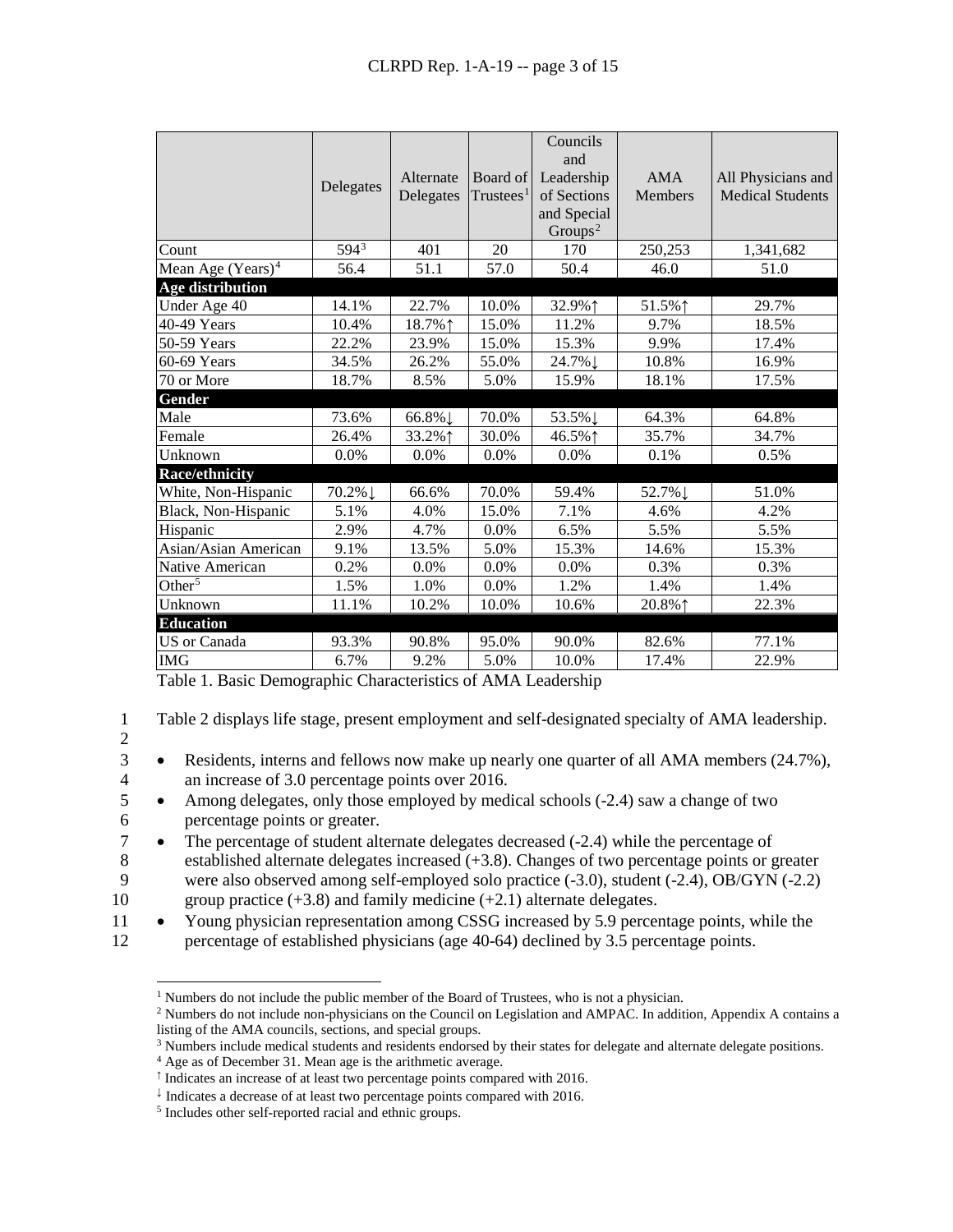| | Delegates | Alternate Delegates | Board of Trustees[1] | Councils and Leadership of Sections and Special Groups[2] | AMA Members | All Physicians and Medical Students |
|---|---|---|---|---|---|---|
| Count | 594[3] | 401 | 20 | 170 | 250,253 | 1,341,682 |
| Mean Age (Years)[4] | 56.4 | 51.1 | 57.0 | 50.4 | 46.0 | 51.0 |
| **Age distribution** | | | | | | |
| Under Age 40 | 14.1% | 22.7% | 10.0% | 32.9%↑ | 51.5%↑ | 29.7% |
| 40-49 Years | 10.4% | 18.7%↑ | 15.0% | 11.2% | 9.7% | 18.5% |
| 50-59 Years | 22.2% | 23.9% | 15.0% | 15.3% | 9.9% | 17.4% |
| 60-69 Years | 34.5% | 26.2% | 55.0% | 24.7%↓ | 10.8% | 16.9% |
| 70 or More | 18.7% | 8.5% | 5.0% | 15.9% | 18.1% | 17.5% |
| **Gender** | | | | | | |
| Male | 73.6% | 66.8%↓ | 70.0% | 53.5%↓ | 64.3% | 64.8% |
| Female | 26.4% | 33.2%↑ | 30.0% | 46.5%↑ | 35.7% | 34.7% |
| Unknown | 0.0% | 0.0% | 0.0% | 0.0% | 0.1% | 0.5% |
| **Race/ethnicity** | | | | | | |
| White, Non-Hispanic | 70.2%↓ | 66.6% | 70.0% | 59.4% | 52.7%↓ | 51.0% |
| Black, Non-Hispanic | 5.1% | 4.0% | 15.0% | 7.1% | 4.6% | 4.2% |
| Hispanic | 2.9% | 4.7% | 0.0% | 6.5% | 5.5% | 5.5% |
| Asian/Asian American | 9.1% | 13.5% | 5.0% | 15.3% | 14.6% | 15.3% |
| Native American | 0.2% | 0.0% | 0.0% | 0.0% | 0.3% | 0.3% |
| Other[5] | 1.5% | 1.0% | 0.0% | 1.2% | 1.4% | 1.4% |
| Unknown | 11.1% | 10.2% | 10.0% | 10.6% | 20.8%↑ | 22.3% |
| **Education** | | | | | | |
| US or Canada | 93.3% | 90.8% | 95.0% | 90.0% | 82.6% | 77.1% |
| IMG | 6.7% | 9.2% | 5.0% | 10.0% | 17.4% | 22.9% |

Table 1. Basic Demographic Characteristics of AMA Leadership

Table 2 displays life stage, present employment and self-designated specialty of AMA leadership.

- Residents, interns and fellows now make up nearly one quarter of all AMA members (24.7%), an increase of 3.0 percentage points over 2016.
- Among delegates, only those employed by medical schools (-2.4) saw a change of two percentage points or greater.
- The percentage of student alternate delegates decreased (-2.4) while the percentage of established alternate delegates increased (+3.8). Changes of two percentage points or greater were also observed among self-employed solo practice (-3.0), student (-2.4), OB/GYN (-2.2) group practice (+3.8) and family medicine (+2.1) alternate delegates.
- Young physician representation among CSSG increased by 5.9 percentage points, while the percentage of established physicians (age 40-64) declined by 3.5 percentage points.

---

[1] Numbers do not include the public member of the Board of Trustees, who is not a physician.

[2] Numbers do not include non-physicians on the Council on Legislation and AMPAC. In addition, Appendix A contains a listing of the AMA councils, sections, and special groups.

[3] Numbers include medical students and residents endorsed by their states for delegate and alternate delegate positions.

[4] Age as of December 31. Mean age is the arithmetic average.

↑ Indicates an increase of at least two percentage points compared with 2016.

↓ Indicates a decrease of at least two percentage points compared with 2016.

[5] Includes other self-reported racial and ethnic groups.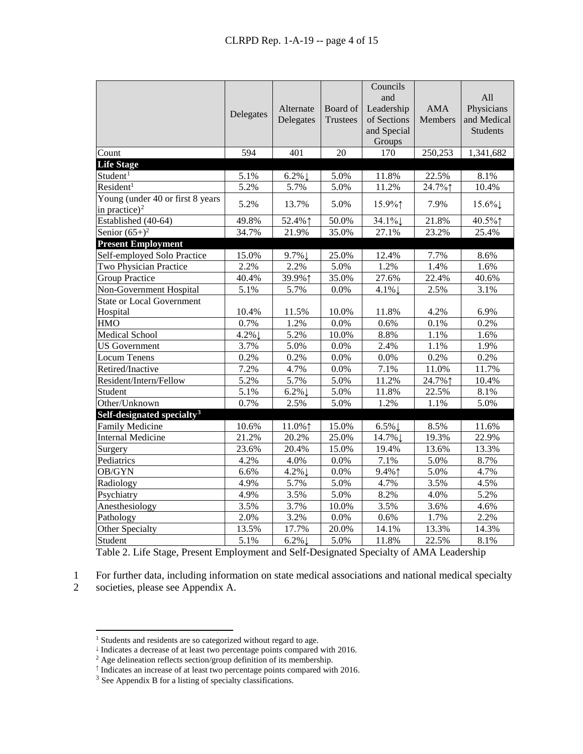| | Delegates | Alternate Delegates | Board of Trustees | Councils and Leadership of Sections and Special Groups | AMA Members | All Physicians and Medical Students |
|---|---|---|---|---|---|---|
| Count | 594 | 401 | 20 | 170 | 250,253 | 1,341,682 |
| **Life Stage** | | | | | | |
| Student[1] | 5.1% | 6.2%↓ | 5.0% | 11.8% | 22.5% | 8.1% |
| Resident[1] | 5.2% | 5.7% | 5.0% | 11.2% | 24.7%↑ | 10.4% |
| Young (under 40 or first 8 years in practice)[2] | 5.2% | 13.7% | 5.0% | 15.9%↑ | 7.9% | 15.6%↓ |
| Established (40-64) | 49.8% | 52.4%↑ | 50.0% | 34.1%↓ | 21.8% | 40.5%↑ |
| Senior (65+)[2] | 34.7% | 21.9% | 35.0% | 27.1% | 23.2% | 25.4% |
| **Present Employment** | | | | | | |
| Self-employed Solo Practice | 15.0% | 9.7%↓ | 25.0% | 12.4% | 7.7% | 8.6% |
| Two Physician Practice | 2.2% | 2.2% | 5.0% | 1.2% | 1.4% | 1.6% |
| Group Practice | 40.4% | 39.9%↑ | 35.0% | 27.6% | 22.4% | 40.6% |
| Non-Government Hospital | 5.1% | 5.7% | 0.0% | 4.1%↓ | 2.5% | 3.1% |
| State or Local Government Hospital | 10.4% | 11.5% | 10.0% | 11.8% | 4.2% | 6.9% |
| HMO | 0.7% | 1.2% | 0.0% | 0.6% | 0.1% | 0.2% |
| Medical School | 4.2%↓ | 5.2% | 10.0% | 8.8% | 1.1% | 1.6% |
| US Government | 3.7% | 5.0% | 0.0% | 2.4% | 1.1% | 1.9% |
| Locum Tenens | 0.2% | 0.2% | 0.0% | 0.0% | 0.2% | 0.2% |
| Retired/Inactive | 7.2% | 4.7% | 0.0% | 7.1% | 11.0% | 11.7% |
| Resident/Intern/Fellow | 5.2% | 5.7% | 5.0% | 11.2% | 24.7%↑ | 10.4% |
| Student | 5.1% | 6.2%↓ | 5.0% | 11.8% | 22.5% | 8.1% |
| Other/Unknown | 0.7% | 2.5% | 5.0% | 1.2% | 1.1% | 5.0% |
| **Self-designated specialty[3]** | | | | | | |
| Family Medicine | 10.6% | 11.0%↑ | 15.0% | 6.5%↓ | 8.5% | 11.6% |
| Internal Medicine | 21.2% | 20.2% | 25.0% | 14.7%↓ | 19.3% | 22.9% |
| Surgery | 23.6% | 20.4% | 15.0% | 19.4% | 13.6% | 13.3% |
| Pediatrics | 4.2% | 4.0% | 0.0% | 7.1% | 5.0% | 8.7% |
| OB/GYN | 6.6% | 4.2%↓ | 0.0% | 9.4%↑ | 5.0% | 4.7% |
| Radiology | 4.9% | 5.7% | 5.0% | 4.7% | 3.5% | 4.5% |
| Psychiatry | 4.9% | 3.5% | 5.0% | 8.2% | 4.0% | 5.2% |
| Anesthesiology | 3.5% | 3.7% | 10.0% | 3.5% | 3.6% | 4.6% |
| Pathology | 2.0% | 3.2% | 0.0% | 0.6% | 1.7% | 2.2% |
| Other Specialty | 13.5% | 17.7% | 20.0% | 14.1% | 13.3% | 14.3% |
| Student | 5.1% | 6.2%↓ | 5.0% | 11.8% | 22.5% | 8.1% |

Table 2. Life Stage, Present Employment and Self-Designated Specialty of AMA Leadership

For further data, including information on state medical associations and national medical specialty societies, please see Appendix A.

[1] Students and residents are so categorized without regard to age.

↓ Indicates a decrease of at least two percentage points compared with 2016.

[2] Age delineation reflects section/group definition of its membership.

↑ Indicates an increase of at least two percentage points compared with 2016.

[3] See Appendix B for a listing of specialty classifications.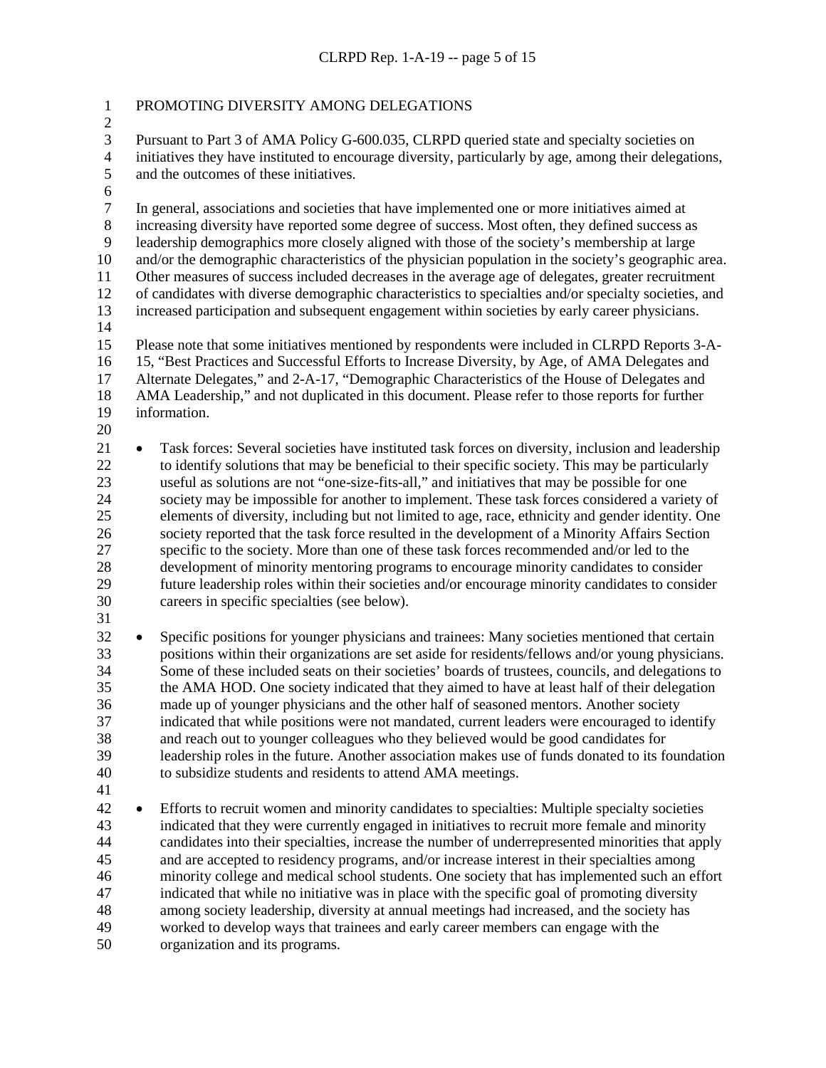## PROMOTING DIVERSITY AMONG DELEGATIONS

Pursuant to Part 3 of AMA Policy G-600.035, CLRPD queried state and specialty societies on initiatives they have instituted to encourage diversity, particularly by age, among their delegations, and the outcomes of these initiatives.

In general, associations and societies that have implemented one or more initiatives aimed at increasing diversity have reported some degree of success. Most often, they defined success as leadership demographics more closely aligned with those of the society's membership at large and/or the demographic characteristics of the physician population in the society's geographic area. Other measures of success included decreases in the average age of delegates, greater recruitment of candidates with diverse demographic characteristics to specialties and/or specialty societies, and increased participation and subsequent engagement within societies by early career physicians.

Please note that some initiatives mentioned by respondents were included in CLRPD Reports 3-A-15, "Best Practices and Successful Efforts to Increase Diversity, by Age, of AMA Delegates and Alternate Delegates," and 2-A-17, "Demographic Characteristics of the House of Delegates and AMA Leadership," and not duplicated in this document. Please refer to those reports for further information.

- Task forces: Several societies have instituted task forces on diversity, inclusion and leadership to identify solutions that may be beneficial to their specific society. This may be particularly useful as solutions are not "one-size-fits-all," and initiatives that may be possible for one society may be impossible for another to implement. These task forces considered a variety of elements of diversity, including but not limited to age, race, ethnicity and gender identity. One society reported that the task force resulted in the development of a Minority Affairs Section specific to the society. More than one of these task forces recommended and/or led to the development of minority mentoring programs to encourage minority candidates to consider future leadership roles within their societies and/or encourage minority candidates to consider careers in specific specialties (see below).

- Specific positions for younger physicians and trainees: Many societies mentioned that certain positions within their organizations are set aside for residents/fellows and/or young physicians. Some of these included seats on their societies' boards of trustees, councils, and delegations to the AMA HOD. One society indicated that they aimed to have at least half of their delegation made up of younger physicians and the other half of seasoned mentors. Another society indicated that while positions were not mandated, current leaders were encouraged to identify and reach out to younger colleagues who they believed would be good candidates for leadership roles in the future. Another association makes use of funds donated to its foundation to subsidize students and residents to attend AMA meetings.

- Efforts to recruit women and minority candidates to specialties: Multiple specialty societies indicated that they were currently engaged in initiatives to recruit more female and minority candidates into their specialties, increase the number of underrepresented minorities that apply and are accepted to residency programs, and/or increase interest in their specialties among minority college and medical school students. One society that has implemented such an effort indicated that while no initiative was in place with the specific goal of promoting diversity among society leadership, diversity at annual meetings had increased, and the society has worked to develop ways that trainees and early career members can engage with the organization and its programs.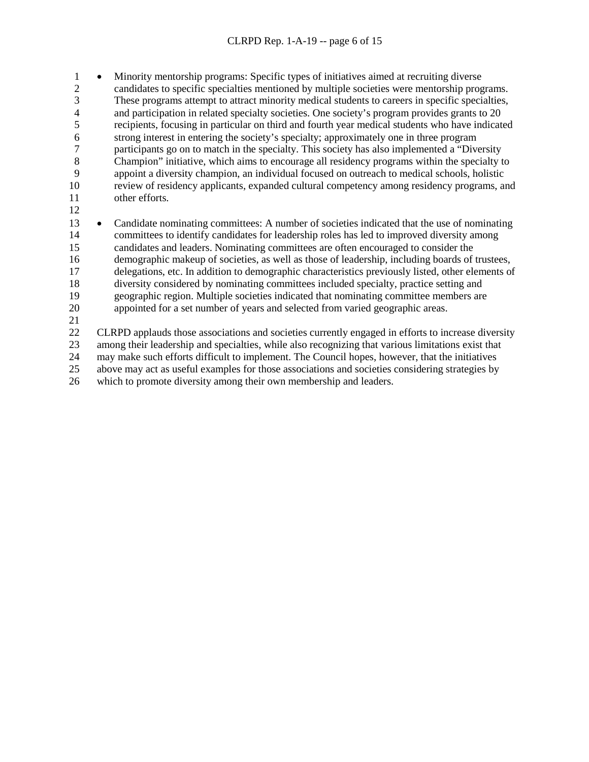- Minority mentorship programs: Specific types of initiatives aimed at recruiting diverse candidates to specific specialties mentioned by multiple societies were mentorship programs. These programs attempt to attract minority medical students to careers in specific specialties, and participation in related specialty societies. One society's program provides grants to 20 recipients, focusing in particular on third and fourth year medical students who have indicated strong interest in entering the society's specialty; approximately one in three program participants go on to match in the specialty. This society has also implemented a "Diversity Champion" initiative, which aims to encourage all residency programs within the specialty to appoint a diversity champion, an individual focused on outreach to medical schools, holistic review of residency applicants, expanded cultural competency among residency programs, and other efforts.

- Candidate nominating committees: A number of societies indicated that the use of nominating committees to identify candidates for leadership roles has led to improved diversity among candidates and leaders. Nominating committees are often encouraged to consider the demographic makeup of societies, as well as those of leadership, including boards of trustees, delegations, etc. In addition to demographic characteristics previously listed, other elements of diversity considered by nominating committees included specialty, practice setting and geographic region. Multiple societies indicated that nominating committee members are appointed for a set number of years and selected from varied geographic areas.

CLRPD applauds those associations and societies currently engaged in efforts to increase diversity among their leadership and specialties, while also recognizing that various limitations exist that may make such efforts difficult to implement. The Council hopes, however, that the initiatives above may act as useful examples for those associations and societies considering strategies by which to promote diversity among their own membership and leaders.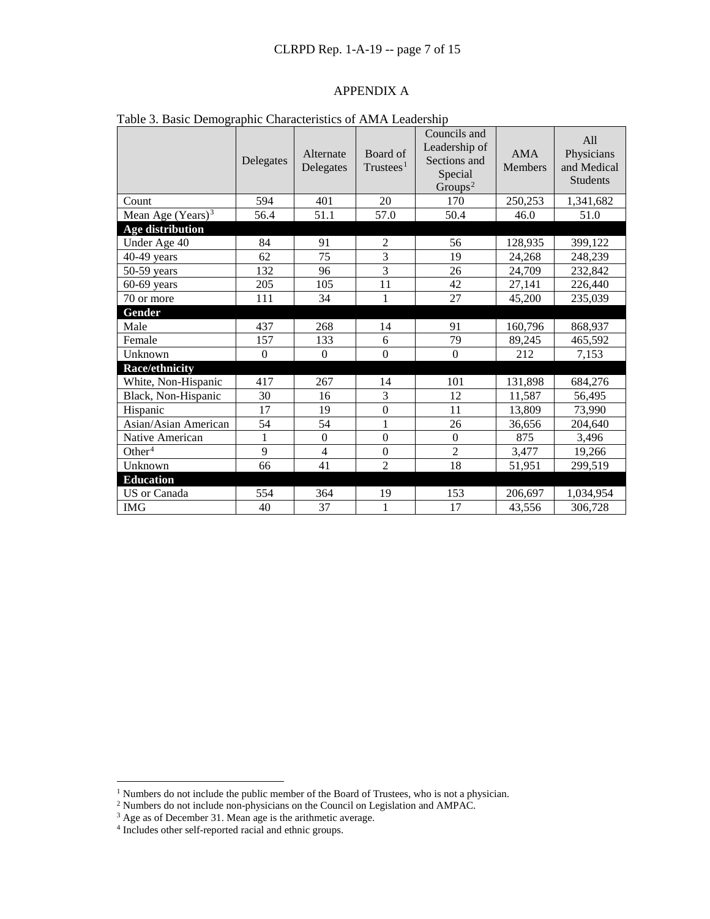## APPENDIX A

Table 3. Basic Demographic Characteristics of AMA Leadership

| | Delegates | Alternate Delegates | Board of Trustees[1] | Councils and Leadership of Sections and Special Groups[2] | AMA Members | All Physicians and Medical Students |
|---|---|---|---|---|---|---|
| Count | 594 | 401 | 20 | 170 | 250,253 | 1,341,682 |
| Mean Age (Years)[3] | 56.4 | 51.1 | 57.0 | 50.4 | 46.0 | 51.0 |
| **Age distribution** | | | | | | |
| Under Age 40 | 84 | 91 | 2 | 56 | 128,935 | 399,122 |
| 40-49 years | 62 | 75 | 3 | 19 | 24,268 | 248,239 |
| 50-59 years | 132 | 96 | 3 | 26 | 24,709 | 232,842 |
| 60-69 years | 205 | 105 | 11 | 42 | 27,141 | 226,440 |
| 70 or more | 111 | 34 | 1 | 27 | 45,200 | 235,039 |
| **Gender** | | | | | | |
| Male | 437 | 268 | 14 | 91 | 160,796 | 868,937 |
| Female | 157 | 133 | 6 | 79 | 89,245 | 465,592 |
| Unknown | 0 | 0 | 0 | 0 | 212 | 7,153 |
| **Race/ethnicity** | | | | | | |
| White, Non-Hispanic | 417 | 267 | 14 | 101 | 131,898 | 684,276 |
| Black, Non-Hispanic | 30 | 16 | 3 | 12 | 11,587 | 56,495 |
| Hispanic | 17 | 19 | 0 | 11 | 13,809 | 73,990 |
| Asian/Asian American | 54 | 54 | 1 | 26 | 36,656 | 204,640 |
| Native American | 1 | 0 | 0 | 0 | 875 | 3,496 |
| Other[4] | 9 | 4 | 0 | 2 | 3,477 | 19,266 |
| Unknown | 66 | 41 | 2 | 18 | 51,951 | 299,519 |
| **Education** | | | | | | |
| US or Canada | 554 | 364 | 19 | 153 | 206,697 | 1,034,954 |
| IMG | 40 | 37 | 1 | 17 | 43,556 | 306,728 |

[1] Numbers do not include the public member of the Board of Trustees, who is not a physician.
[2] Numbers do not include non-physicians on the Council on Legislation and AMPAC.
[3] Age as of December 31. Mean age is the arithmetic average.
[4] Includes other self-reported racial and ethnic groups.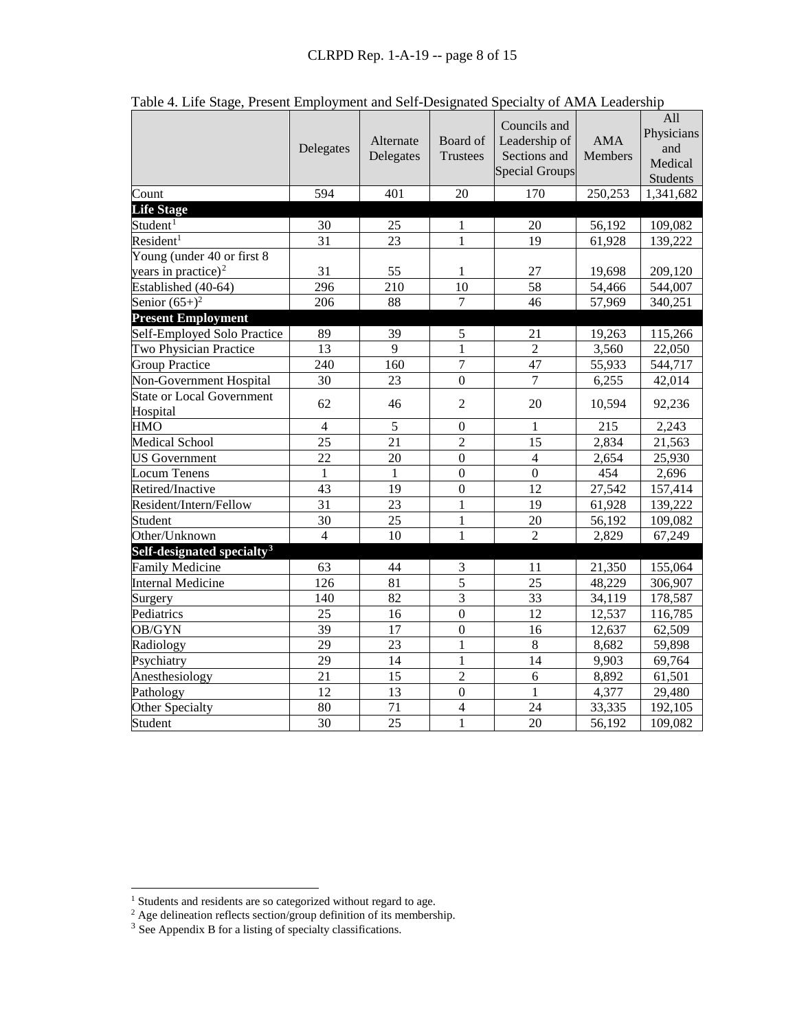Table 4. Life Stage, Present Employment and Self-Designated Specialty of AMA Leadership

| | Delegates | Alternate Delegates | Board of Trustees | Councils and Leadership of Sections and Special Groups | AMA Members | All Physicians and Medical Students |
|---|---|---|---|---|---|---|
| Count | 594 | 401 | 20 | 170 | 250,253 | 1,341,682 |
| **Life Stage** | | | | | | |
| Student[1] | 30 | 25 | 1 | 20 | 56,192 | 109,082 |
| Resident[1] | 31 | 23 | 1 | 19 | 61,928 | 139,222 |
| Young (under 40 or first 8 years in practice)[2] | 31 | 55 | 1 | 27 | 19,698 | 209,120 |
| Established (40-64) | 296 | 210 | 10 | 58 | 54,466 | 544,007 |
| Senior (65+)[2] | 206 | 88 | 7 | 46 | 57,969 | 340,251 |
| **Present Employment** | | | | | | |
| Self-Employed Solo Practice | 89 | 39 | 5 | 21 | 19,263 | 115,266 |
| Two Physician Practice | 13 | 9 | 1 | 2 | 3,560 | 22,050 |
| Group Practice | 240 | 160 | 7 | 47 | 55,933 | 544,717 |
| Non-Government Hospital | 30 | 23 | 0 | 7 | 6,255 | 42,014 |
| State or Local Government Hospital | 62 | 46 | 2 | 20 | 10,594 | 92,236 |
| HMO | 4 | 5 | 0 | 1 | 215 | 2,243 |
| Medical School | 25 | 21 | 2 | 15 | 2,834 | 21,563 |
| US Government | 22 | 20 | 0 | 4 | 2,654 | 25,930 |
| Locum Tenens | 1 | 1 | 0 | 0 | 454 | 2,696 |
| Retired/Inactive | 43 | 19 | 0 | 12 | 27,542 | 157,414 |
| Resident/Intern/Fellow | 31 | 23 | 1 | 19 | 61,928 | 139,222 |
| Student | 30 | 25 | 1 | 20 | 56,192 | 109,082 |
| Other/Unknown | 4 | 10 | 1 | 2 | 2,829 | 67,249 |
| **Self-designated specialty[3]** | | | | | | |
| Family Medicine | 63 | 44 | 3 | 11 | 21,350 | 155,064 |
| Internal Medicine | 126 | 81 | 5 | 25 | 48,229 | 306,907 |
| Surgery | 140 | 82 | 3 | 33 | 34,119 | 178,587 |
| Pediatrics | 25 | 16 | 0 | 12 | 12,537 | 116,785 |
| OB/GYN | 39 | 17 | 0 | 16 | 12,637 | 62,509 |
| Radiology | 29 | 23 | 1 | 8 | 8,682 | 59,898 |
| Psychiatry | 29 | 14 | 1 | 14 | 9,903 | 69,764 |
| Anesthesiology | 21 | 15 | 2 | 6 | 8,892 | 61,501 |
| Pathology | 12 | 13 | 0 | 1 | 4,377 | 29,480 |
| Other Specialty | 80 | 71 | 4 | 24 | 33,335 | 192,105 |
| Student | 30 | 25 | 1 | 20 | 56,192 | 109,082 |

[1] Students and residents are so categorized without regard to age.
[2] Age delineation reflects section/group definition of its membership.
[3] See Appendix B for a listing of specialty classifications.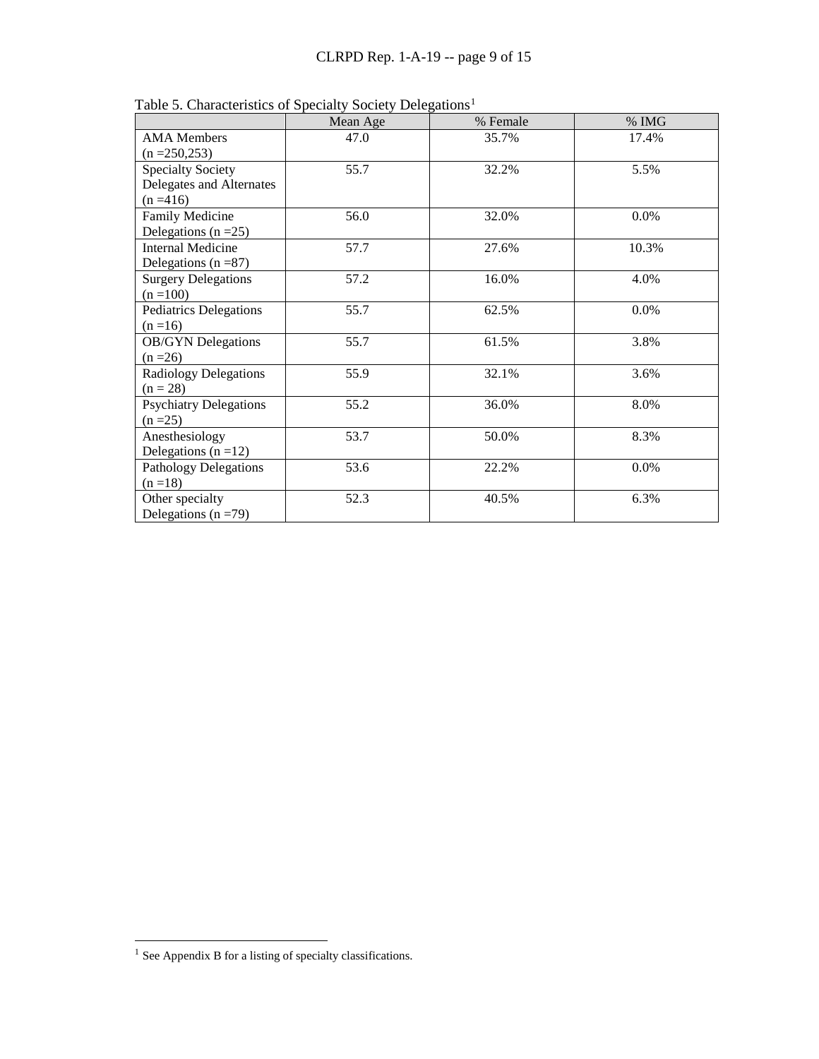Table 5. Characteristics of Specialty Society Delegations[1]

| | Mean Age | % Female | % IMG |
|---|---|---|---|
| AMA Members (n =250,253) | 47.0 | 35.7% | 17.4% |
| Specialty Society Delegates and Alternates (n =416) | 55.7 | 32.2% | 5.5% |
| Family Medicine Delegations (n =25) | 56.0 | 32.0% | 0.0% |
| Internal Medicine Delegations (n =87) | 57.7 | 27.6% | 10.3% |
| Surgery Delegations (n =100) | 57.2 | 16.0% | 4.0% |
| Pediatrics Delegations (n =16) | 55.7 | 62.5% | 0.0% |
| OB/GYN Delegations (n =26) | 55.7 | 61.5% | 3.8% |
| Radiology Delegations (n = 28) | 55.9 | 32.1% | 3.6% |
| Psychiatry Delegations (n =25) | 55.2 | 36.0% | 8.0% |
| Anesthesiology Delegations (n =12) | 53.7 | 50.0% | 8.3% |
| Pathology Delegations (n =18) | 53.6 | 22.2% | 0.0% |
| Other specialty Delegations (n =79) | 52.3 | 40.5% | 6.3% |

[1] See Appendix B for a listing of specialty classifications.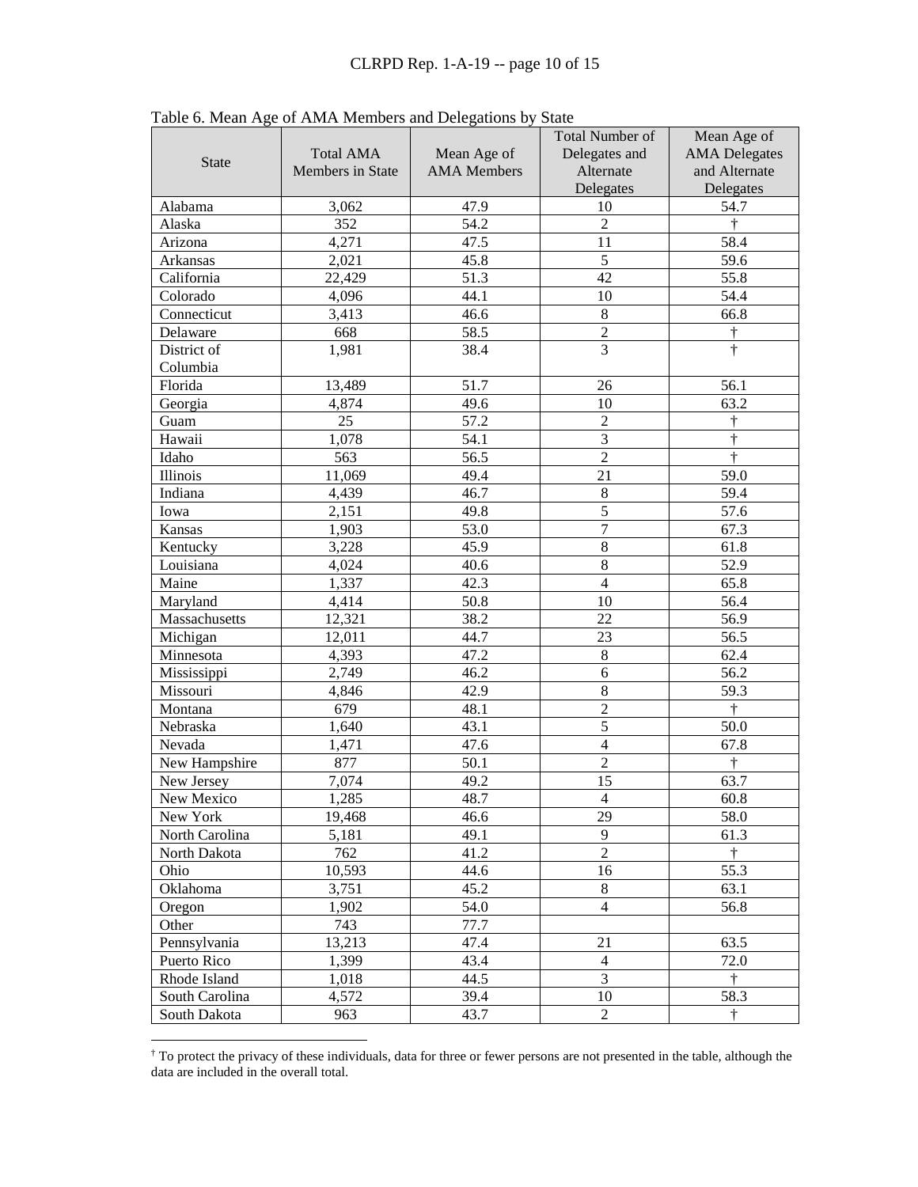Table 6. Mean Age of AMA Members and Delegations by State

| State | Total AMA Members in State | Mean Age of AMA Members | Total Number of Delegates and Alternate Delegates | Mean Age of AMA Delegates and Alternate Delegates |
|---|---|---|---|---|
| Alabama | 3,062 | 47.9 | 10 | 54.7 |
| Alaska | 352 | 54.2 | 2 | † |
| Arizona | 4,271 | 47.5 | 11 | 58.4 |
| Arkansas | 2,021 | 45.8 | 5 | 59.6 |
| California | 22,429 | 51.3 | 42 | 55.8 |
| Colorado | 4,096 | 44.1 | 10 | 54.4 |
| Connecticut | 3,413 | 46.6 | 8 | 66.8 |
| Delaware | 668 | 58.5 | 2 | † |
| District of Columbia | 1,981 | 38.4 | 3 | † |
| Florida | 13,489 | 51.7 | 26 | 56.1 |
| Georgia | 4,874 | 49.6 | 10 | 63.2 |
| Guam | 25 | 57.2 | 2 | † |
| Hawaii | 1,078 | 54.1 | 3 | † |
| Idaho | 563 | 56.5 | 2 | † |
| Illinois | 11,069 | 49.4 | 21 | 59.0 |
| Indiana | 4,439 | 46.7 | 8 | 59.4 |
| Iowa | 2,151 | 49.8 | 5 | 57.6 |
| Kansas | 1,903 | 53.0 | 7 | 67.3 |
| Kentucky | 3,228 | 45.9 | 8 | 61.8 |
| Louisiana | 4,024 | 40.6 | 8 | 52.9 |
| Maine | 1,337 | 42.3 | 4 | 65.8 |
| Maryland | 4,414 | 50.8 | 10 | 56.4 |
| Massachusetts | 12,321 | 38.2 | 22 | 56.9 |
| Michigan | 12,011 | 44.7 | 23 | 56.5 |
| Minnesota | 4,393 | 47.2 | 8 | 62.4 |
| Mississippi | 2,749 | 46.2 | 6 | 56.2 |
| Missouri | 4,846 | 42.9 | 8 | 59.3 |
| Montana | 679 | 48.1 | 2 | † |
| Nebraska | 1,640 | 43.1 | 5 | 50.0 |
| Nevada | 1,471 | 47.6 | 4 | 67.8 |
| New Hampshire | 877 | 50.1 | 2 | † |
| New Jersey | 7,074 | 49.2 | 15 | 63.7 |
| New Mexico | 1,285 | 48.7 | 4 | 60.8 |
| New York | 19,468 | 46.6 | 29 | 58.0 |
| North Carolina | 5,181 | 49.1 | 9 | 61.3 |
| North Dakota | 762 | 41.2 | 2 | † |
| Ohio | 10,593 | 44.6 | 16 | 55.3 |
| Oklahoma | 3,751 | 45.2 | 8 | 63.1 |
| Oregon | 1,902 | 54.0 | 4 | 56.8 |
| Other | 743 | 77.7 | | |
| Pennsylvania | 13,213 | 47.4 | 21 | 63.5 |
| Puerto Rico | 1,399 | 43.4 | 4 | 72.0 |
| Rhode Island | 1,018 | 44.5 | 3 | † |
| South Carolina | 4,572 | 39.4 | 10 | 58.3 |
| South Dakota | 963 | 43.7 | 2 | † |

† To protect the privacy of these individuals, data for three or fewer persons are not presented in the table, although the data are included in the overall total.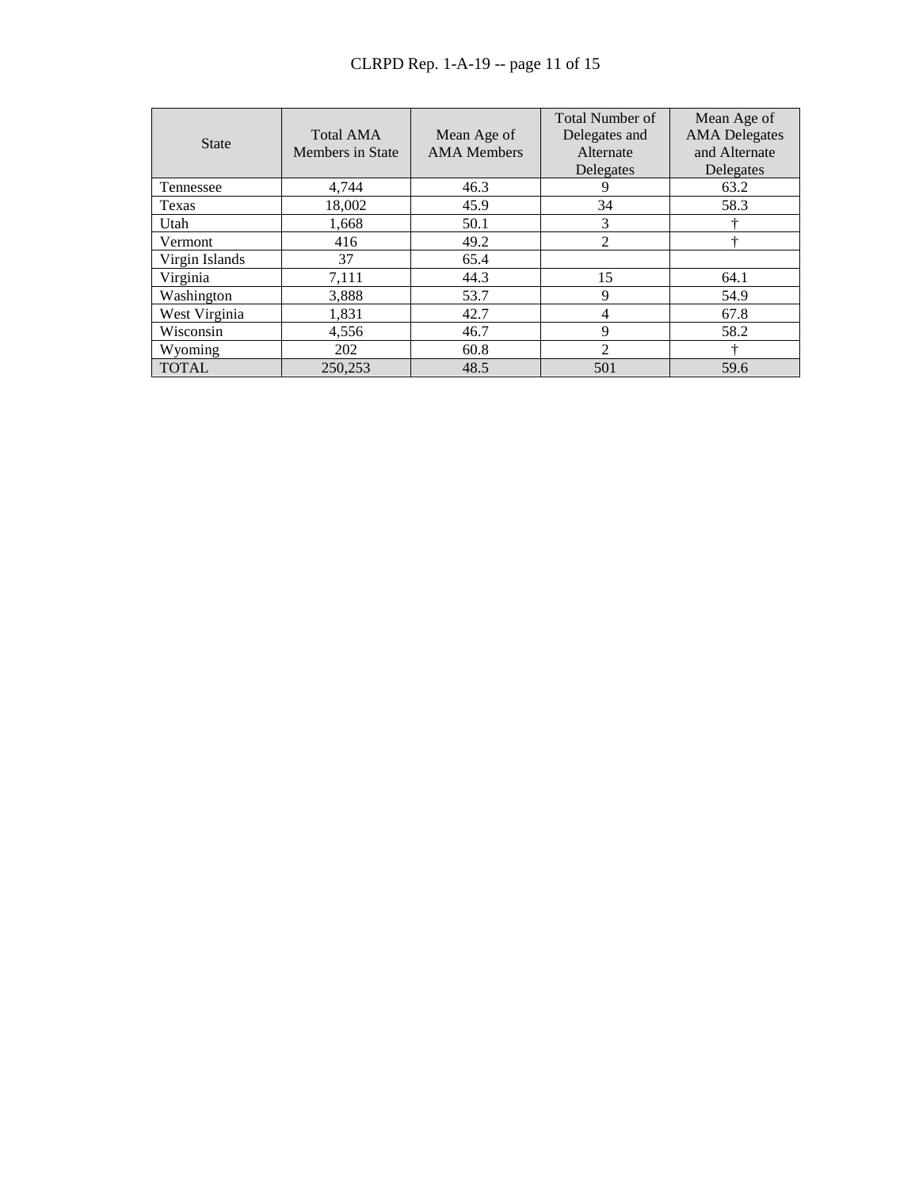| State | Total AMA Members in State | Mean Age of AMA Members | Total Number of Delegates and Alternate Delegates | Mean Age of AMA Delegates and Alternate Delegates |
|---|---|---|---|---|
| Tennessee | 4,744 | 46.3 | 9 | 63.2 |
| Texas | 18,002 | 45.9 | 34 | 58.3 |
| Utah | 1,668 | 50.1 | 3 | † |
| Vermont | 416 | 49.2 | 2 | † |
| Virgin Islands | 37 | 65.4 | | |
| Virginia | 7,111 | 44.3 | 15 | 64.1 |
| Washington | 3,888 | 53.7 | 9 | 54.9 |
| West Virginia | 1,831 | 42.7 | 4 | 67.8 |
| Wisconsin | 4,556 | 46.7 | 9 | 58.2 |
| Wyoming | 202 | 60.8 | 2 | † |
| TOTAL | 250,253 | 48.5 | 501 | 59.6 |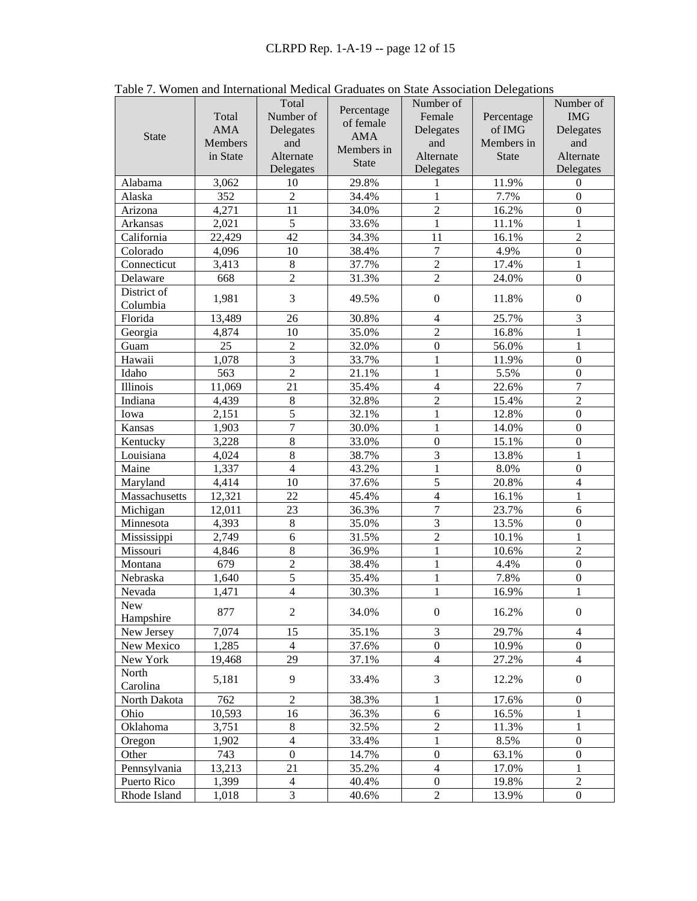Table 7. Women and International Medical Graduates on State Association Delegations

| State | Total AMA Members in State | Total Number of Delegates and Alternate Delegates | Percentage of female AMA Members in State | Number of Female Delegates and Alternate Delegates | Percentage of IMG Members in State | Number of IMG Delegates and Alternate Delegates |
|---|---|---|---|---|---|---|
| Alabama | 3,062 | 10 | 29.8% | 1 | 11.9% | 0 |
| Alaska | 352 | 2 | 34.4% | 1 | 7.7% | 0 |
| Arizona | 4,271 | 11 | 34.0% | 2 | 16.2% | 0 |
| Arkansas | 2,021 | 5 | 33.6% | 1 | 11.1% | 1 |
| California | 22,429 | 42 | 34.3% | 11 | 16.1% | 2 |
| Colorado | 4,096 | 10 | 38.4% | 7 | 4.9% | 0 |
| Connecticut | 3,413 | 8 | 37.7% | 2 | 17.4% | 1 |
| Delaware | 668 | 2 | 31.3% | 2 | 24.0% | 0 |
| District of Columbia | 1,981 | 3 | 49.5% | 0 | 11.8% | 0 |
| Florida | 13,489 | 26 | 30.8% | 4 | 25.7% | 3 |
| Georgia | 4,874 | 10 | 35.0% | 2 | 16.8% | 1 |
| Guam | 25 | 2 | 32.0% | 0 | 56.0% | 1 |
| Hawaii | 1,078 | 3 | 33.7% | 1 | 11.9% | 0 |
| Idaho | 563 | 2 | 21.1% | 1 | 5.5% | 0 |
| Illinois | 11,069 | 21 | 35.4% | 4 | 22.6% | 7 |
| Indiana | 4,439 | 8 | 32.8% | 2 | 15.4% | 2 |
| Iowa | 2,151 | 5 | 32.1% | 1 | 12.8% | 0 |
| Kansas | 1,903 | 7 | 30.0% | 1 | 14.0% | 0 |
| Kentucky | 3,228 | 8 | 33.0% | 0 | 15.1% | 0 |
| Louisiana | 4,024 | 8 | 38.7% | 3 | 13.8% | 1 |
| Maine | 1,337 | 4 | 43.2% | 1 | 8.0% | 0 |
| Maryland | 4,414 | 10 | 37.6% | 5 | 20.8% | 4 |
| Massachusetts | 12,321 | 22 | 45.4% | 4 | 16.1% | 1 |
| Michigan | 12,011 | 23 | 36.3% | 7 | 23.7% | 6 |
| Minnesota | 4,393 | 8 | 35.0% | 3 | 13.5% | 0 |
| Mississippi | 2,749 | 6 | 31.5% | 2 | 10.1% | 1 |
| Missouri | 4,846 | 8 | 36.9% | 1 | 10.6% | 2 |
| Montana | 679 | 2 | 38.4% | 1 | 4.4% | 0 |
| Nebraska | 1,640 | 5 | 35.4% | 1 | 7.8% | 0 |
| Nevada | 1,471 | 4 | 30.3% | 1 | 16.9% | 1 |
| New Hampshire | 877 | 2 | 34.0% | 0 | 16.2% | 0 |
| New Jersey | 7,074 | 15 | 35.1% | 3 | 29.7% | 4 |
| New Mexico | 1,285 | 4 | 37.6% | 0 | 10.9% | 0 |
| New York | 19,468 | 29 | 37.1% | 4 | 27.2% | 4 |
| North Carolina | 5,181 | 9 | 33.4% | 3 | 12.2% | 0 |
| North Dakota | 762 | 2 | 38.3% | 1 | 17.6% | 0 |
| Ohio | 10,593 | 16 | 36.3% | 6 | 16.5% | 1 |
| Oklahoma | 3,751 | 8 | 32.5% | 2 | 11.3% | 1 |
| Oregon | 1,902 | 4 | 33.4% | 1 | 8.5% | 0 |
| Other | 743 | 0 | 14.7% | 0 | 63.1% | 0 |
| Pennsylvania | 13,213 | 21 | 35.2% | 4 | 17.0% | 1 |
| Puerto Rico | 1,399 | 4 | 40.4% | 0 | 19.8% | 2 |
| Rhode Island | 1,018 | 3 | 40.6% | 2 | 13.9% | 0 |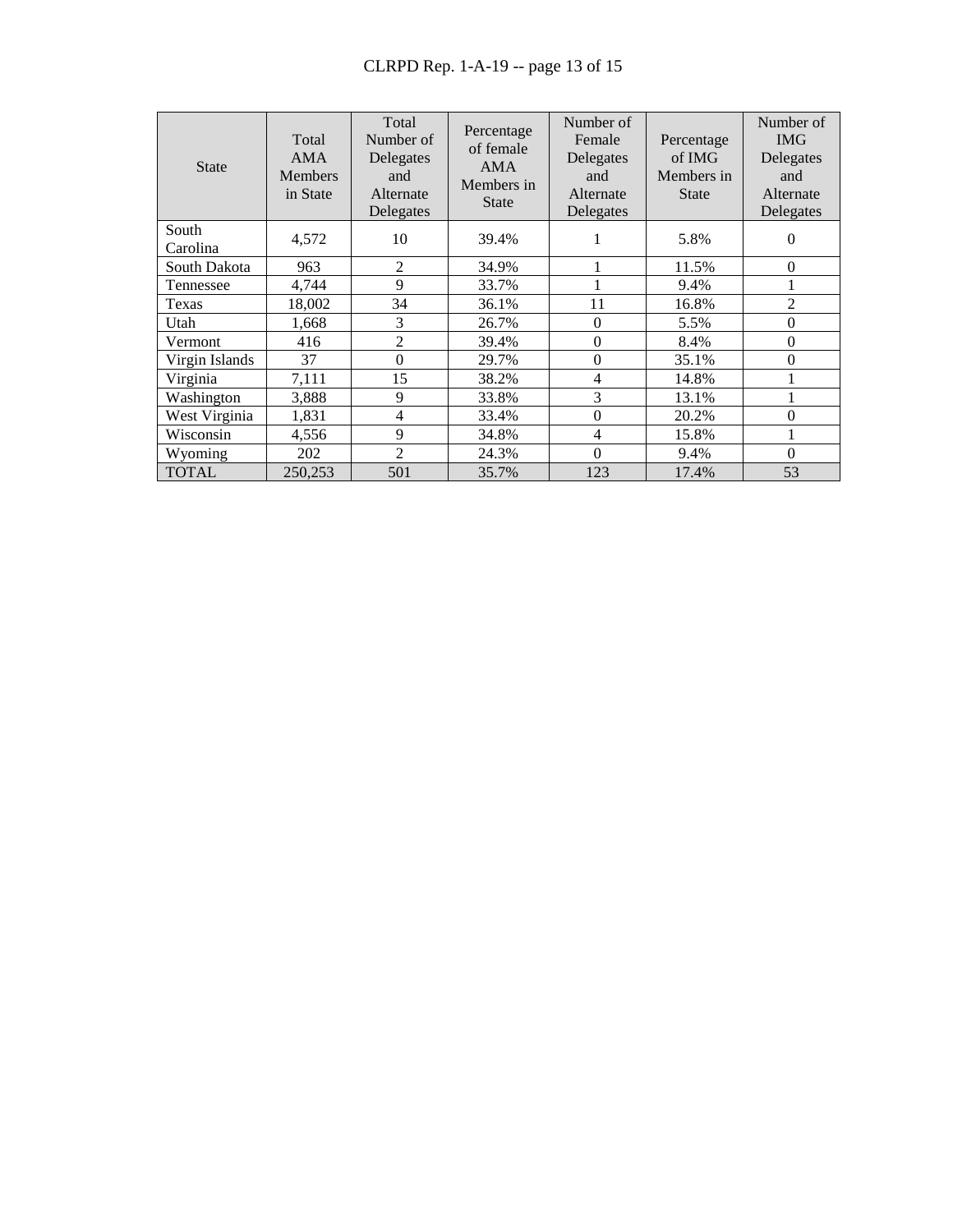| State | Total AMA Members in State | Total Number of Delegates and Alternate Delegates | Percentage of female AMA Members in State | Number of Female Delegates and Alternate Delegates | Percentage of IMG Members in State | Number of IMG Delegates and Alternate Delegates |
|---|---|---|---|---|---|---|
| South Carolina | 4,572 | 10 | 39.4% | 1 | 5.8% | 0 |
| South Dakota | 963 | 2 | 34.9% | 1 | 11.5% | 0 |
| Tennessee | 4,744 | 9 | 33.7% | 1 | 9.4% | 1 |
| Texas | 18,002 | 34 | 36.1% | 11 | 16.8% | 2 |
| Utah | 1,668 | 3 | 26.7% | 0 | 5.5% | 0 |
| Vermont | 416 | 2 | 39.4% | 0 | 8.4% | 0 |
| Virgin Islands | 37 | 0 | 29.7% | 0 | 35.1% | 0 |
| Virginia | 7,111 | 15 | 38.2% | 4 | 14.8% | 1 |
| Washington | 3,888 | 9 | 33.8% | 3 | 13.1% | 1 |
| West Virginia | 1,831 | 4 | 33.4% | 0 | 20.2% | 0 |
| Wisconsin | 4,556 | 9 | 34.8% | 4 | 15.8% | 1 |
| Wyoming | 202 | 2 | 24.3% | 0 | 9.4% | 0 |
| TOTAL | 250,253 | 501 | 35.7% | 123 | 17.4% | 53 |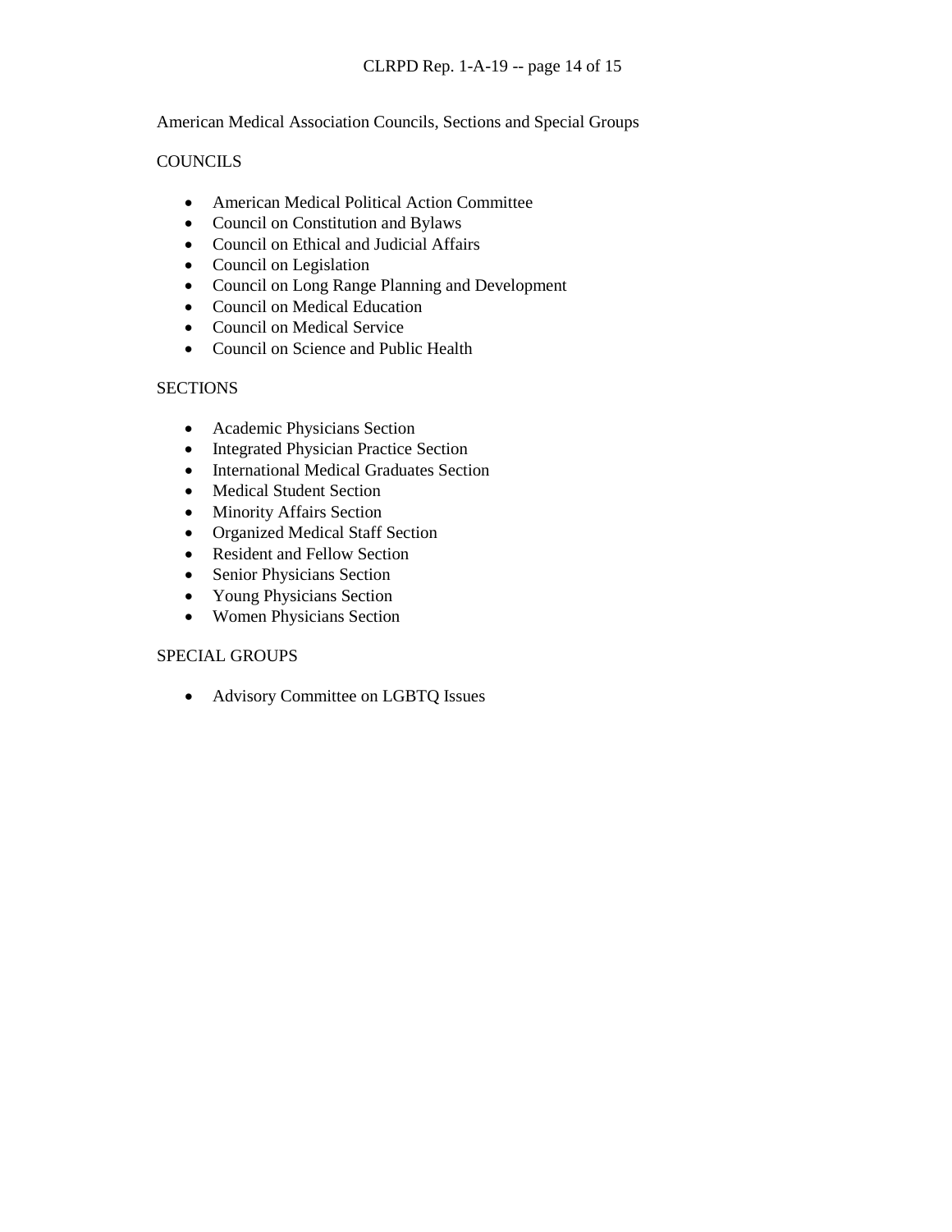American Medical Association Councils, Sections and Special Groups

COUNCILS

- American Medical Political Action Committee
- Council on Constitution and Bylaws
- Council on Ethical and Judicial Affairs
- Council on Legislation
- Council on Long Range Planning and Development
- Council on Medical Education
- Council on Medical Service
- Council on Science and Public Health

SECTIONS

- Academic Physicians Section
- Integrated Physician Practice Section
- International Medical Graduates Section
- Medical Student Section
- Minority Affairs Section
- Organized Medical Staff Section
- Resident and Fellow Section
- Senior Physicians Section
- Young Physicians Section
- Women Physicians Section

SPECIAL GROUPS

- Advisory Committee on LGBTQ Issues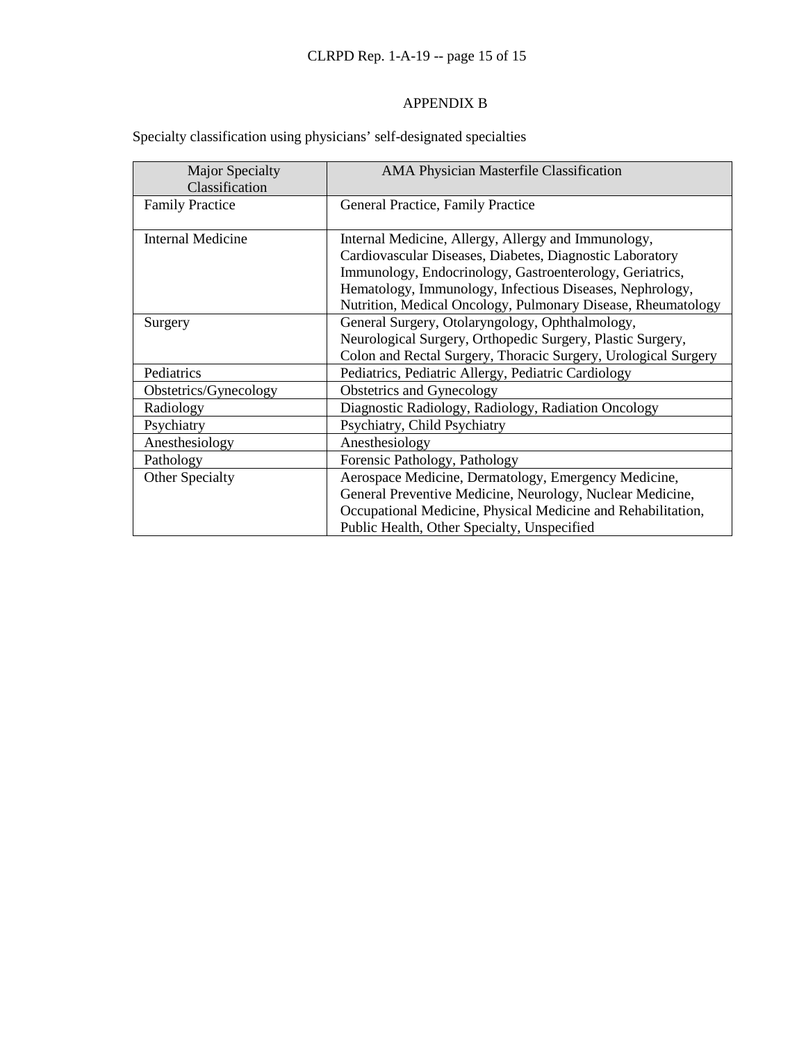## APPENDIX B

Specialty classification using physicians' self-designated specialties

| Major Specialty Classification | AMA Physician Masterfile Classification |
|---|---|
| Family Practice | General Practice, Family Practice |
| Internal Medicine | Internal Medicine, Allergy, Allergy and Immunology, Cardiovascular Diseases, Diabetes, Diagnostic Laboratory Immunology, Endocrinology, Gastroenterology, Geriatrics, Hematology, Immunology, Infectious Diseases, Nephrology, Nutrition, Medical Oncology, Pulmonary Disease, Rheumatology |
| Surgery | General Surgery, Otolaryngology, Ophthalmology, Neurological Surgery, Orthopedic Surgery, Plastic Surgery, Colon and Rectal Surgery, Thoracic Surgery, Urological Surgery |
| Pediatrics | Pediatrics, Pediatric Allergy, Pediatric Cardiology |
| Obstetrics/Gynecology | Obstetrics and Gynecology |
| Radiology | Diagnostic Radiology, Radiology, Radiation Oncology |
| Psychiatry | Psychiatry, Child Psychiatry |
| Anesthesiology | Anesthesiology |
| Pathology | Forensic Pathology, Pathology |
| Other Specialty | Aerospace Medicine, Dermatology, Emergency Medicine, General Preventive Medicine, Neurology, Nuclear Medicine, Occupational Medicine, Physical Medicine and Rehabilitation, Public Health, Other Specialty, Unspecified |